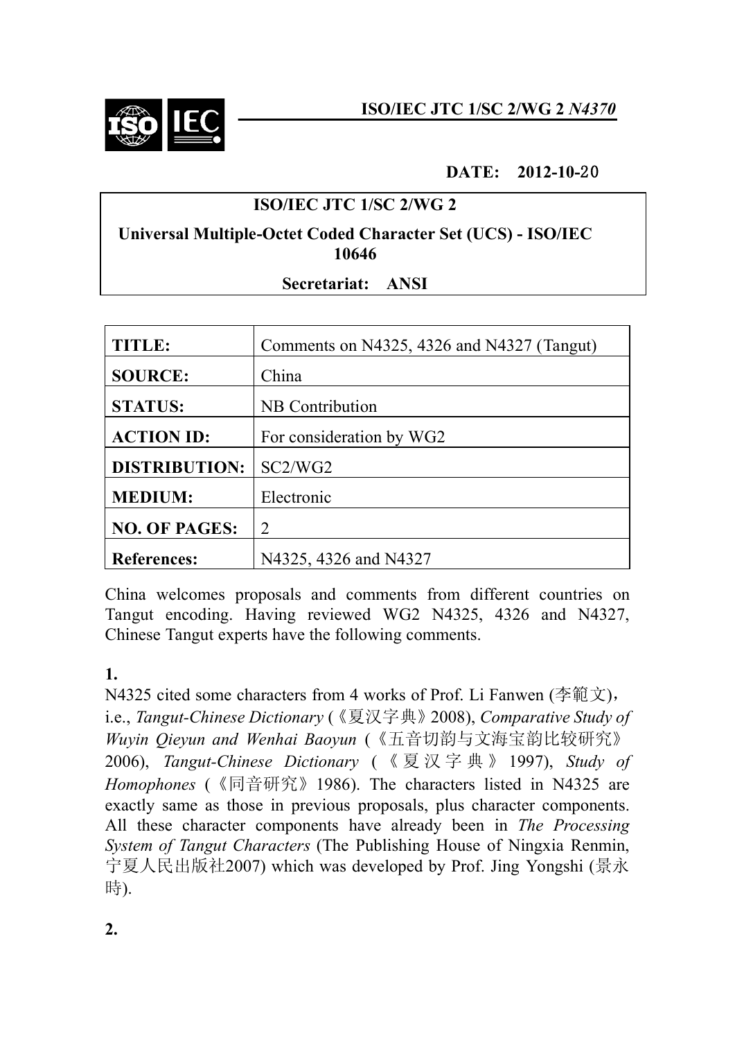**ISO/IEC JTC 1/SC 2/WG 2 *N4370***

**DATE: 2012-10-20**

**ISO/IEC JTC 1/SC 2/WG 2**

**Universal Multiple-Octet Coded Character Set (UCS) - ISO/IEC 10646**

**Secretariat: ANSI**

| | |
|---|---|
| **TITLE:** | Comments on N4325, 4326 and N4327 (Tangut) |
| **SOURCE:** | China |
| **STATUS:** | NB Contribution |
| **ACTION ID:** | For consideration by WG2 |
| **DISTRIBUTION:** | SC2/WG2 |
| **MEDIUM:** | Electronic |
| **NO. OF PAGES:** | 2 |
| **References:** | N4325, 4326 and N4327 |

China welcomes proposals and comments from different countries on Tangut encoding. Having reviewed WG2 N4325, 4326 and N4327, Chinese Tangut experts have the following comments.

**1.**

N4325 cited some characters from 4 works of Prof. Li Fanwen (李範文)，i.e., *Tangut-Chinese Dictionary* (《夏汉字典》2008), *Comparative Study of Wuyin Qieyun and Wenhai Baoyun* (《五音切韵与文海宝韵比较研究》2006), *Tangut-Chinese Dictionary* (《夏汉字典》1997), *Study of Homophones* (《同音研究》1986). The characters listed in N4325 are exactly same as those in previous proposals, plus character components. All these character components have already been in *The Processing System of Tangut Characters* (The Publishing House of Ningxia Renmin, 宁夏人民出版社2007) which was developed by Prof. Jing Yongshi (景永時).

**2.**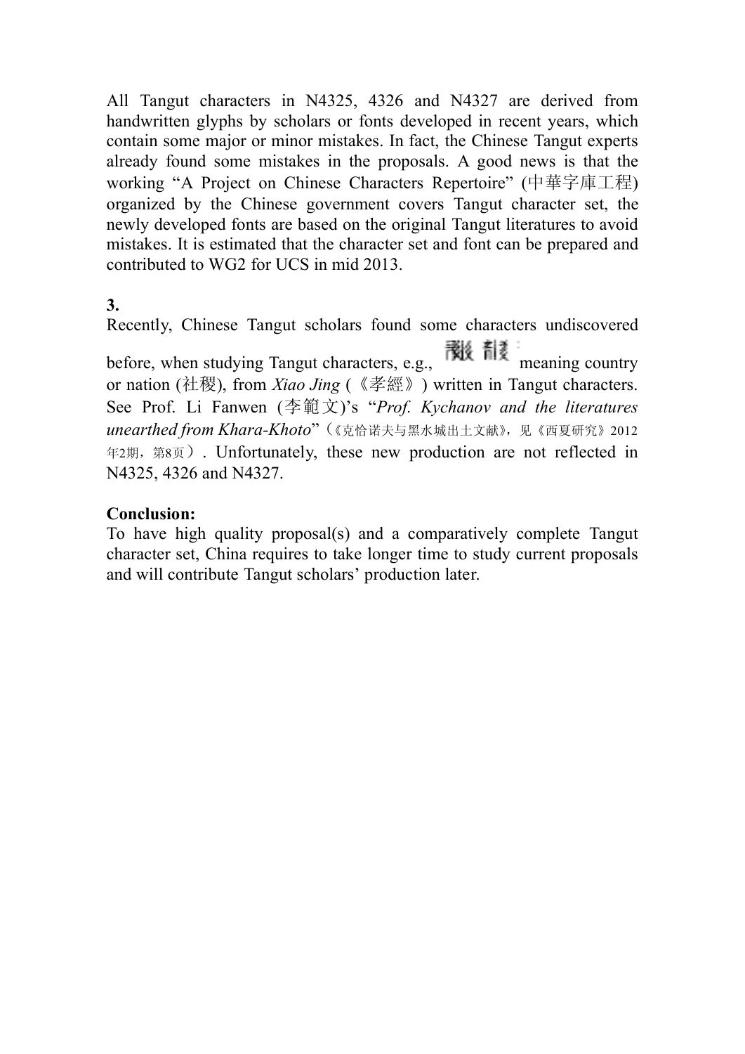All Tangut characters in N4325, 4326 and N4327 are derived from handwritten glyphs by scholars or fonts developed in recent years, which contain some major or minor mistakes. In fact, the Chinese Tangut experts already found some mistakes in the proposals. A good news is that the working "A Project on Chinese Characters Repertoire" (中華字庫工程) organized by the Chinese government covers Tangut character set, the newly developed fonts are based on the original Tangut literatures to avoid mistakes. It is estimated that the character set and font can be prepared and contributed to WG2 for UCS in mid 2013.

**3.**

Recently, Chinese Tangut scholars found some characters undiscovered before, when studying Tangut characters, e.g., meaning country or nation (社稷), from *Xiao Jing* (《孝經》) written in Tangut characters. See Prof. Li Fanwen (李範文)'s "*Prof. Kychanov and the literatures unearthed from Khara-Khoto*"（《克恰诺夫与黑水城出土文献》，见《西夏研究》2012年2期，第8页）. Unfortunately, these new production are not reflected in N4325, 4326 and N4327.

**Conclusion:**

To have high quality proposal(s) and a comparatively complete Tangut character set, China requires to take longer time to study current proposals and will contribute Tangut scholars' production later.